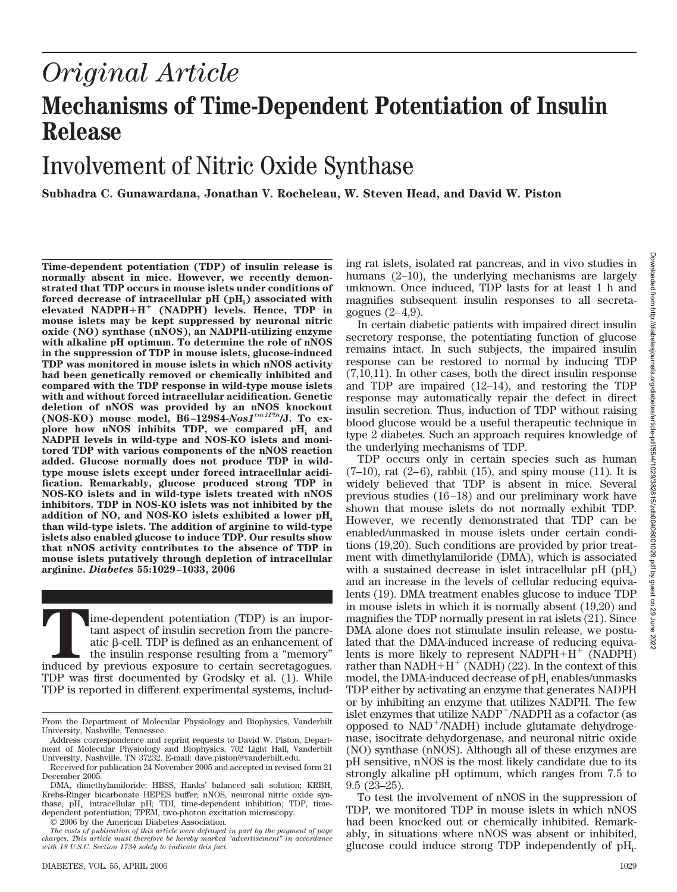# Original Article

# Mechanisms of Time-Dependent Potentiation of Insulin Release

## Involvement of Nitric Oxide Synthase

**Subhadra C. Gunawardana, Jonathan V. Rocheleau, W. Steven Head, and David W. Piston**

**Time-dependent potentiation (TDP) of insulin release is normally absent in mice. However, we recently demonstrated that TDP occurs in mouse islets under conditions of forced decrease of intracellular pH ($pH_i$) associated with elevated $NADPH+H^+$ (NADPH) levels. Hence, TDP in mouse islets may be kept suppressed by neuronal nitric oxide (NO) synthase (nNOS), an NADPH-utilizing enzyme with alkaline pH optimum. To determine the role of nNOS in the suppression of TDP in mouse islets, glucose-induced TDP was monitored in mouse islets in which nNOS activity had been genetically removed or chemically inhibited and compared with the TDP response in wild-type mouse islets with and without forced intracellular acidification. Genetic deletion of nNOS was provided by an nNOS knockout (NOS-KO) mouse model, B6–129S4-*Nos1$^{tm1Plh}$*/J. To explore how nNOS inhibits TDP, we compared $pH_i$ and NADPH levels in wild-type and NOS-KO islets and monitored TDP with various components of the nNOS reaction added. Glucose normally does not produce TDP in wild-type mouse islets except under forced intracellular acidification. Remarkably, glucose produced strong TDP in NOS-KO islets and in wild-type islets treated with nNOS inhibitors. TDP in NOS-KO islets was not inhibited by the addition of NO, and NOS-KO islets exhibited a lower $pH_i$ than wild-type islets. The addition of arginine to wild-type islets also enabled glucose to induce TDP. Our results show that nNOS activity contributes to the absence of TDP in mouse islets putatively through depletion of intracellular arginine. *Diabetes* 55:1029–1033, 2006**

Time-dependent potentiation (TDP) is an important aspect of insulin secretion from the pancreatic β-cell. TDP is defined as an enhancement of the insulin response resulting from a "memory" induced by previous exposure to certain secretagogues. TDP was first documented by Grodsky et al. (1). While TDP is reported in different experimental systems, including rat islets, isolated rat pancreas, and in vivo studies in humans (2–10), the underlying mechanisms are largely unknown. Once induced, TDP lasts for at least 1 h and magnifies subsequent insulin responses to all secretagogues (2–4,9).

In certain diabetic patients with impaired direct insulin secretory response, the potentiating function of glucose remains intact. In such subjects, the impaired insulin response can be restored to normal by inducing TDP (7,10,11). In other cases, both the direct insulin response and TDP are impaired (12–14), and restoring the TDP response may automatically repair the defect in direct insulin secretion. Thus, induction of TDP without raising blood glucose would be a useful therapeutic technique in type 2 diabetes. Such an approach requires knowledge of the underlying mechanisms of TDP.

TDP occurs only in certain species such as human (7–10), rat (2–6), rabbit (15), and spiny mouse (11). It is widely believed that TDP is absent in mice. Several previous studies (16–18) and our preliminary work have shown that mouse islets do not normally exhibit TDP. However, we recently demonstrated that TDP can be enabled/unmasked in mouse islets under certain conditions (19,20). Such conditions are provided by prior treatment with dimethylamiloride (DMA), which is associated with a sustained decrease in islet intracellular pH ($pH_i$) and an increase in the levels of cellular reducing equivalents (19). DMA treatment enables glucose to induce TDP in mouse islets in which it is normally absent (19,20) and magnifies the TDP normally present in rat islets (21). Since DMA alone does not stimulate insulin release, we postulated that the DMA-induced increase of reducing equivalents is more likely to represent $NADPH+H^+$ (NADPH) rather than $NADH+H^+$ (NADH) (22). In the context of this model, the DMA-induced decrease of $pH_i$ enables/unmasks TDP either by activating an enzyme that generates NADPH or by inhibiting an enzyme that utilizes NADPH. The few islet enzymes that utilize $NADP^+$/NADPH as a cofactor (as opposed to $NAD^+$/NADH) include glutamate dehydrogenase, isocitrate dehydorgenase, and neuronal nitric oxide (NO) synthase (nNOS). Although all of these enzymes are pH sensitive, nNOS is the most likely candidate due to its strongly alkaline pH optimum, which ranges from 7.5 to 9.5 (23–25).

To test the involvement of nNOS in the suppression of TDP, we monitored TDP in mouse islets in which nNOS had been knocked out or chemically inhibited. Remarkably, in situations where nNOS was absent or inhibited, glucose could induce strong TDP independently of $pH_i$.

From the Department of Molecular Physiology and Biophysics, Vanderbilt University, Nashville, Tennessee.

Address correspondence and reprint requests to David W. Piston, Department of Molecular Physiology and Biophysics, 702 Light Hall, Vanderbilt University, Nashville, TN 37232. E-mail: dave.piston@vanderbilt.edu.

Received for publication 24 November 2005 and accepted in revised form 21 December 2005.

DMA, dimethylamiloride; HBSS, Hanks' balanced salt solution; KRBH, Krebs-Ringer bicarbonate HEPES buffer; nNOS, neuronal nitric oxide synthase; $pH_i$, intracellular pH; TDI, time-dependent inhibition; TDP, time-dependent potentiation; TPEM, two-photon excitation microscopy.

© 2006 by the American Diabetes Association.

*The costs of publication of this article were defrayed in part by the payment of page charges. This article must therefore be hereby marked "advertisement" in accordance with 18 U.S.C. Section 1734 solely to indicate this fact.*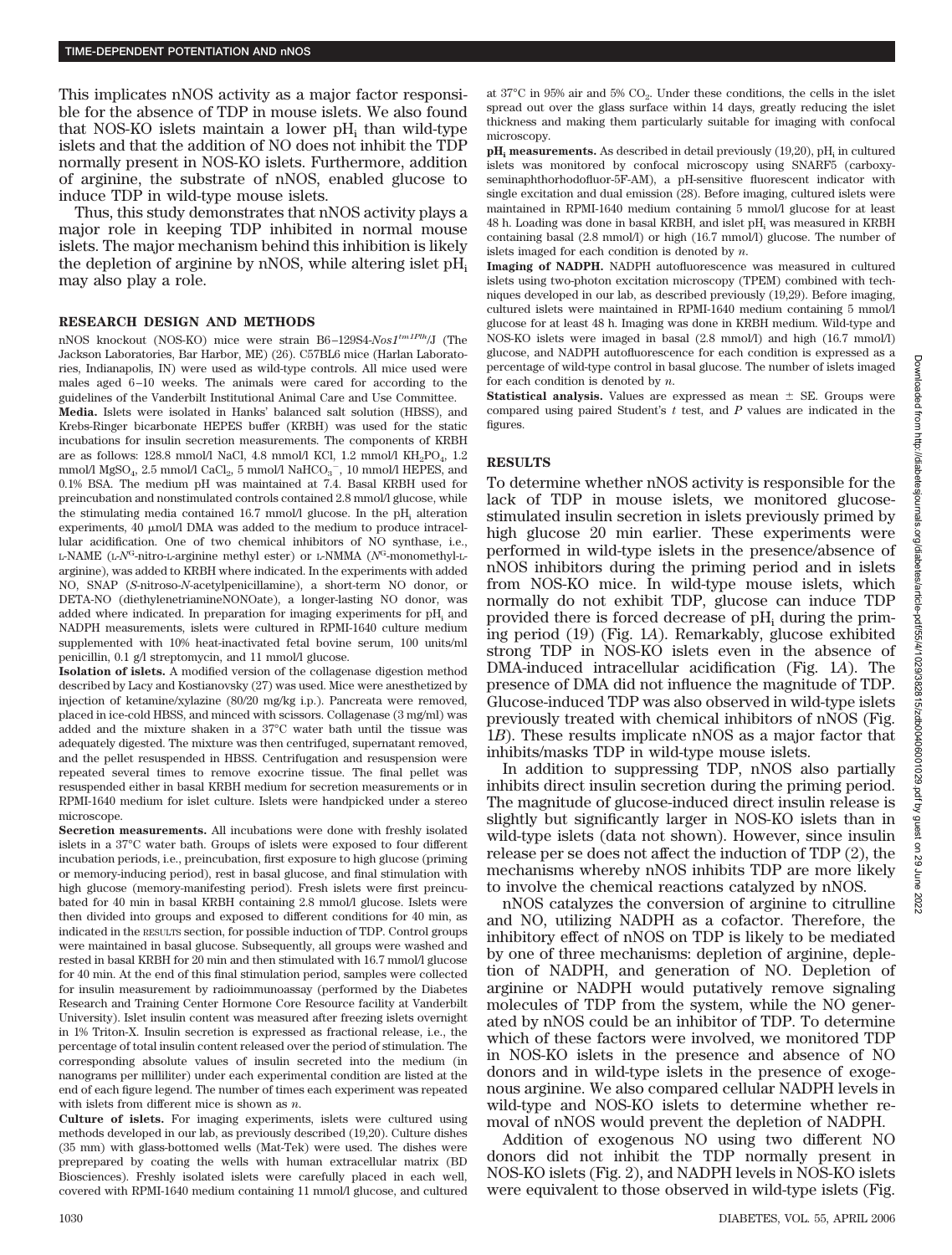This implicates nNOS activity as a major factor responsible for the absence of TDP in mouse islets. We also found that NOS-KO islets maintain a lower $pH_i$ than wild-type islets and that the addition of NO does not inhibit the TDP normally present in NOS-KO islets. Furthermore, addition of arginine, the substrate of nNOS, enabled glucose to induce TDP in wild-type mouse islets.

Thus, this study demonstrates that nNOS activity plays a major role in keeping TDP inhibited in normal mouse islets. The major mechanism behind this inhibition is likely the depletion of arginine by nNOS, while altering islet $pH_i$ may also play a role.

## RESEARCH DESIGN AND METHODS

nNOS knockout (NOS-KO) mice were strain B6–129S4-*Nos1*$^{tm1Plh}$/J (The Jackson Laboratories, Bar Harbor, ME) (26). C57BL6 mice (Harlan Laboratories, Indianapolis, IN) were used as wild-type controls. All mice used were males aged 6–10 weeks. The animals were cared for according to the guidelines of the Vanderbilt Institutional Animal Care and Use Committee.

**Media.** Islets were isolated in Hanks' balanced salt solution (HBSS), and Krebs-Ringer bicarbonate HEPES buffer (KRBH) was used for the static incubations for insulin secretion measurements. The components of KRBH are as follows: 128.8 mmol/l NaCl, 4.8 mmol/l KCl, 1.2 mmol/l $KH_2PO_4$, 1.2 mmol/l $MgSO_4$, 2.5 mmol/l $CaCl_2$, 5 mmol/l $NaHCO_3^-$, 10 mmol/l HEPES, and 0.1% BSA. The medium pH was maintained at 7.4. Basal KRBH used for preincubation and nonstimulated controls contained 2.8 mmol/l glucose, while the stimulating media contained 16.7 mmol/l glucose. In the $pH_i$ alteration experiments, 40 μmol/l DMA was added to the medium to produce intracellular acidification. One of two chemical inhibitors of NO synthase, i.e., L-NAME (L-$N^G$-nitro-L-arginine methyl ester) or L-NMMA ($N^G$-monomethyl-L-arginine), was added to KRBH where indicated. In the experiments with added NO, SNAP (*S*-nitroso-*N*-acetylpenicillamine), a short-term NO donor, or DETA-NO (diethylenetriamineNONOate), a longer-lasting NO donor, was added where indicated. In preparation for imaging experiments for $pH_i$ and NADPH measurements, islets were cultured in RPMI-1640 culture medium supplemented with 10% heat-inactivated fetal bovine serum, 100 units/ml penicillin, 0.1 g/l streptomycin, and 11 mmol/l glucose.

**Isolation of islets.** A modified version of the collagenase digestion method described by Lacy and Kostianovsky (27) was used. Mice were anesthetized by injection of ketamine/xylazine (80/20 mg/kg i.p.). Pancreata were removed, placed in ice-cold HBSS, and minced with scissors. Collagenase (3 mg/ml) was added and the mixture shaken in a 37°C water bath until the tissue was adequately digested. The mixture was then centrifuged, supernatant removed, and the pellet resuspended in HBSS. Centrifugation and resuspension were repeated several times to remove exocrine tissue. The final pellet was resuspended either in basal KRBH medium for secretion measurements or in RPMI-1640 medium for islet culture. Islets were handpicked under a stereo microscope.

**Secretion measurements.** All incubations were done with freshly isolated islets in a 37°C water bath. Groups of islets were exposed to four different incubation periods, i.e., preincubation, first exposure to high glucose (priming or memory-inducing period), rest in basal glucose, and final stimulation with high glucose (memory-manifesting period). Fresh islets were first preincubated for 40 min in basal KRBH containing 2.8 mmol/l glucose. Islets were then divided into groups and exposed to different conditions for 40 min, as indicated in the RESULTS section, for possible induction of TDP. Control groups were maintained in basal glucose. Subsequently, all groups were washed and rested in basal KRBH for 20 min and then stimulated with 16.7 mmol/l glucose for 40 min. At the end of this final stimulation period, samples were collected for insulin measurement by radioimmunoassay (performed by the Diabetes Research and Training Center Hormone Core Resource facility at Vanderbilt University). Islet insulin content was measured after freezing islets overnight in 1% Triton-X. Insulin secretion is expressed as fractional release, i.e., the percentage of total insulin content released over the period of stimulation. The corresponding absolute values of insulin secreted into the medium (in nanograms per milliliter) under each experimental condition are listed at the end of each figure legend. The number of times each experiment was repeated with islets from different mice is shown as *n*.

**Culture of islets.** For imaging experiments, islets were cultured using methods developed in our lab, as previously described (19,20). Culture dishes (35 mm) with glass-bottomed wells (Mat-Tek) were used. The dishes were preprepared by coating the wells with human extracellular matrix (BD Biosciences). Freshly isolated islets were carefully placed in each well, covered with RPMI-1640 medium containing 11 mmol/l glucose, and cultured at 37°C in 95% air and 5% $CO_2$. Under these conditions, the cells in the islet spread out over the glass surface within 14 days, greatly reducing the islet thickness and making them particularly suitable for imaging with confocal microscopy.

**$pH_i$ measurements.** As described in detail previously (19,20), $pH_i$ in cultured islets was monitored by confocal microscopy using SNARF5 (carboxy-seminaphthorhodofluor-5F-AM), a pH-sensitive fluorescent indicator with single excitation and dual emission (28). Before imaging, cultured islets were maintained in RPMI-1640 medium containing 5 mmol/l glucose for at least 48 h. Loading was done in basal KRBH, and islet $pH_i$ was measured in KRBH containing basal (2.8 mmol/l) or high (16.7 mmol/l) glucose. The number of islets imaged for each condition is denoted by *n*.

**Imaging of NADPH.** NADPH autofluorescence was measured in cultured islets using two-photon excitation microscopy (TPEM) combined with techniques developed in our lab, as described previously (19,29). Before imaging, cultured islets were maintained in RPMI-1640 medium containing 5 mmol/l glucose for at least 48 h. Imaging was done in KRBH medium. Wild-type and NOS-KO islets were imaged in basal (2.8 mmol/l) and high (16.7 mmol/l) glucose, and NADPH autofluorescence for each condition is expressed as a percentage of wild-type control in basal glucose. The number of islets imaged for each condition is denoted by *n*.

**Statistical analysis.** Values are expressed as mean ± SE. Groups were compared using paired Student's *t* test, and *P* values are indicated in the figures.

## RESULTS

To determine whether nNOS activity is responsible for the lack of TDP in mouse islets, we monitored glucose-stimulated insulin secretion in islets previously primed by high glucose 20 min earlier. These experiments were performed in wild-type islets in the presence/absence of nNOS inhibitors during the priming period and in islets from NOS-KO mice. In wild-type mouse islets, which normally do not exhibit TDP, glucose can induce TDP provided there is forced decrease of $pH_i$ during the priming period (19) (Fig. 1*A*). Remarkably, glucose exhibited strong TDP in NOS-KO islets even in the absence of DMA-induced intracellular acidification (Fig. 1*A*). The presence of DMA did not influence the magnitude of TDP. Glucose-induced TDP was also observed in wild-type islets previously treated with chemical inhibitors of nNOS (Fig. 1*B*). These results implicate nNOS as a major factor that inhibits/masks TDP in wild-type mouse islets.

In addition to suppressing TDP, nNOS also partially inhibits direct insulin secretion during the priming period. The magnitude of glucose-induced direct insulin release is slightly but significantly larger in NOS-KO islets than in wild-type islets (data not shown). However, since insulin release per se does not affect the induction of TDP (2), the mechanisms whereby nNOS inhibits TDP are more likely to involve the chemical reactions catalyzed by nNOS.

nNOS catalyzes the conversion of arginine to citrulline and NO, utilizing NADPH as a cofactor. Therefore, the inhibitory effect of nNOS on TDP is likely to be mediated by one of three mechanisms: depletion of arginine, depletion of NADPH, and generation of NO. Depletion of arginine or NADPH would putatively remove signaling molecules of TDP from the system, while the NO generated by nNOS could be an inhibitor of TDP. To determine which of these factors were involved, we monitored TDP in NOS-KO islets in the presence and absence of NO donors and in wild-type islets in the presence of exogenous arginine. We also compared cellular NADPH levels in wild-type and NOS-KO islets to determine whether removal of nNOS would prevent the depletion of NADPH.

Addition of exogenous NO using two different NO donors did not inhibit the TDP normally present in NOS-KO islets (Fig. 2), and NADPH levels in NOS-KO islets were equivalent to those observed in wild-type islets (Fig.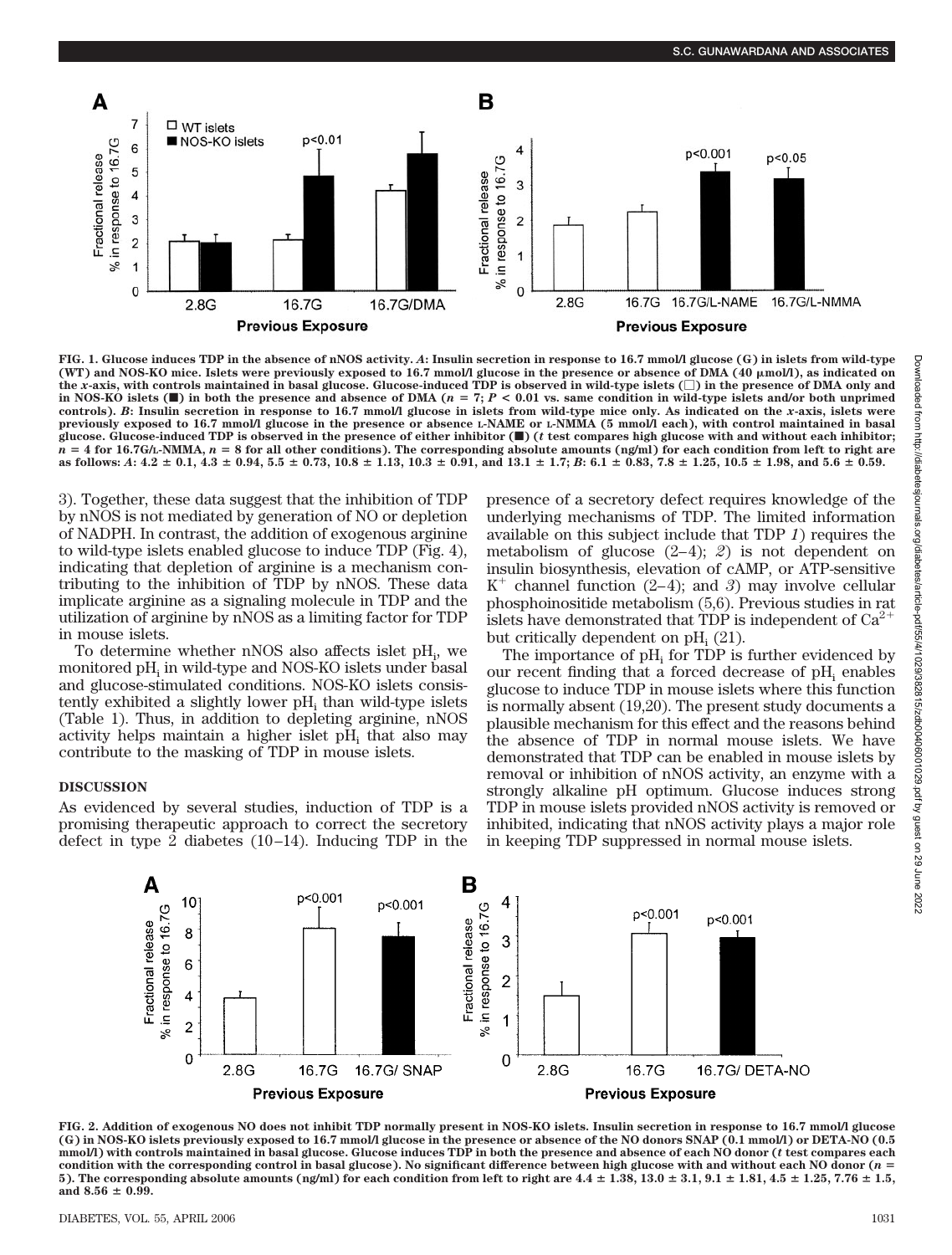FIG. 1. Glucose induces TDP in the absence of nNOS activity. *A*: Insulin secretion in response to 16.7 mmol/l glucose (G) in islets from wild-type (WT) and NOS-KO mice. Islets were previously exposed to 16.7 mmol/l glucose in the presence or absence of DMA (40 μmol/l), as indicated on the *x*-axis, with controls maintained in basal glucose. Glucose-induced TDP is observed in wild-type islets (□) in the presence of DMA only and in NOS-KO islets (■) in both the presence and absence of DMA ($n = 7$; $P < 0.01$ vs. same condition in wild-type islets and/or both unprimed controls). *B*: Insulin secretion in response to 16.7 mmol/l glucose in islets from wild-type mice only. As indicated on the *x*-axis, islets were previously exposed to 16.7 mmol/l glucose in the presence or absence L-NAME or L-NMMA (5 mmol/l each), with control maintained in basal glucose. Glucose-induced TDP is observed in the presence of either inhibitor (■) (*t* test compares high glucose with and without each inhibitor; $n = 4$ for 16.7G/L-NMMA, $n = 8$ for all other conditions). The corresponding absolute amounts (ng/ml) for each condition from left to right are as follows: *A*: 4.2 ± 0.1, 4.3 ± 0.94, 5.5 ± 0.73, 10.8 ± 1.13, 10.3 ± 0.91, and 13.1 ± 1.7; *B*: 6.1 ± 0.83, 7.8 ± 1.25, 10.5 ± 1.98, and 5.6 ± 0.59.

3). Together, these data suggest that the inhibition of TDP by nNOS is not mediated by generation of NO or depletion of NADPH. In contrast, the addition of exogenous arginine to wild-type islets enabled glucose to induce TDP (Fig. 4), indicating that depletion of arginine is a mechanism contributing to the inhibition of TDP by nNOS. These data implicate arginine as a signaling molecule in TDP and the utilization of arginine by nNOS as a limiting factor for TDP in mouse islets.

To determine whether nNOS also affects islet $pH_i$, we monitored $pH_i$ in wild-type and NOS-KO islets under basal and glucose-stimulated conditions. NOS-KO islets consistently exhibited a slightly lower $pH_i$ than wild-type islets (Table 1). Thus, in addition to depleting arginine, nNOS activity helps maintain a higher islet $pH_i$ that also may contribute to the masking of TDP in mouse islets.

## DISCUSSION

As evidenced by several studies, induction of TDP is a promising therapeutic approach to correct the secretory defect in type 2 diabetes (10–14). Inducing TDP in the presence of a secretory defect requires knowledge of the underlying mechanisms of TDP. The limited information available on this subject include that TDP *1*) requires the metabolism of glucose (2–4); *2*) is not dependent on insulin biosynthesis, elevation of cAMP, or ATP-sensitive $K^+$ channel function (2–4); and *3*) may involve cellular phosphoinositide metabolism (5,6). Previous studies in rat islets have demonstrated that TDP is independent of $Ca^{2+}$ but critically dependent on $pH_i$ (21).

The importance of $pH_i$ for TDP is further evidenced by our recent finding that a forced decrease of $pH_i$ enables glucose to induce TDP in mouse islets where this function is normally absent (19,20). The present study documents a plausible mechanism for this effect and the reasons behind the absence of TDP in normal mouse islets. We have demonstrated that TDP can be enabled in mouse islets by removal or inhibition of nNOS activity, an enzyme with a strongly alkaline pH optimum. Glucose induces strong TDP in mouse islets provided nNOS activity is removed or inhibited, indicating that nNOS activity plays a major role in keeping TDP suppressed in normal mouse islets.

FIG. 2. Addition of exogenous NO does not inhibit TDP normally present in NOS-KO islets. Insulin secretion in response to 16.7 mmol/l glucose (G) in NOS-KO islets previously exposed to 16.7 mmol/l glucose in the presence or absence of the NO donors SNAP (0.1 mmol/l) or DETA-NO (0.5 mmol/l) with controls maintained in basal glucose. Glucose induces TDP in both the presence and absence of each NO donor (*t* test compares each condition with the corresponding control in basal glucose). No significant difference between high glucose with and without each NO donor ($n = 5$). The corresponding absolute amounts (ng/ml) for each condition from left to right are 4.4 ± 1.38, 13.0 ± 3.1, 9.1 ± 1.81, 4.5 ± 1.25, 7.76 ± 1.5, and 8.56 ± 0.99.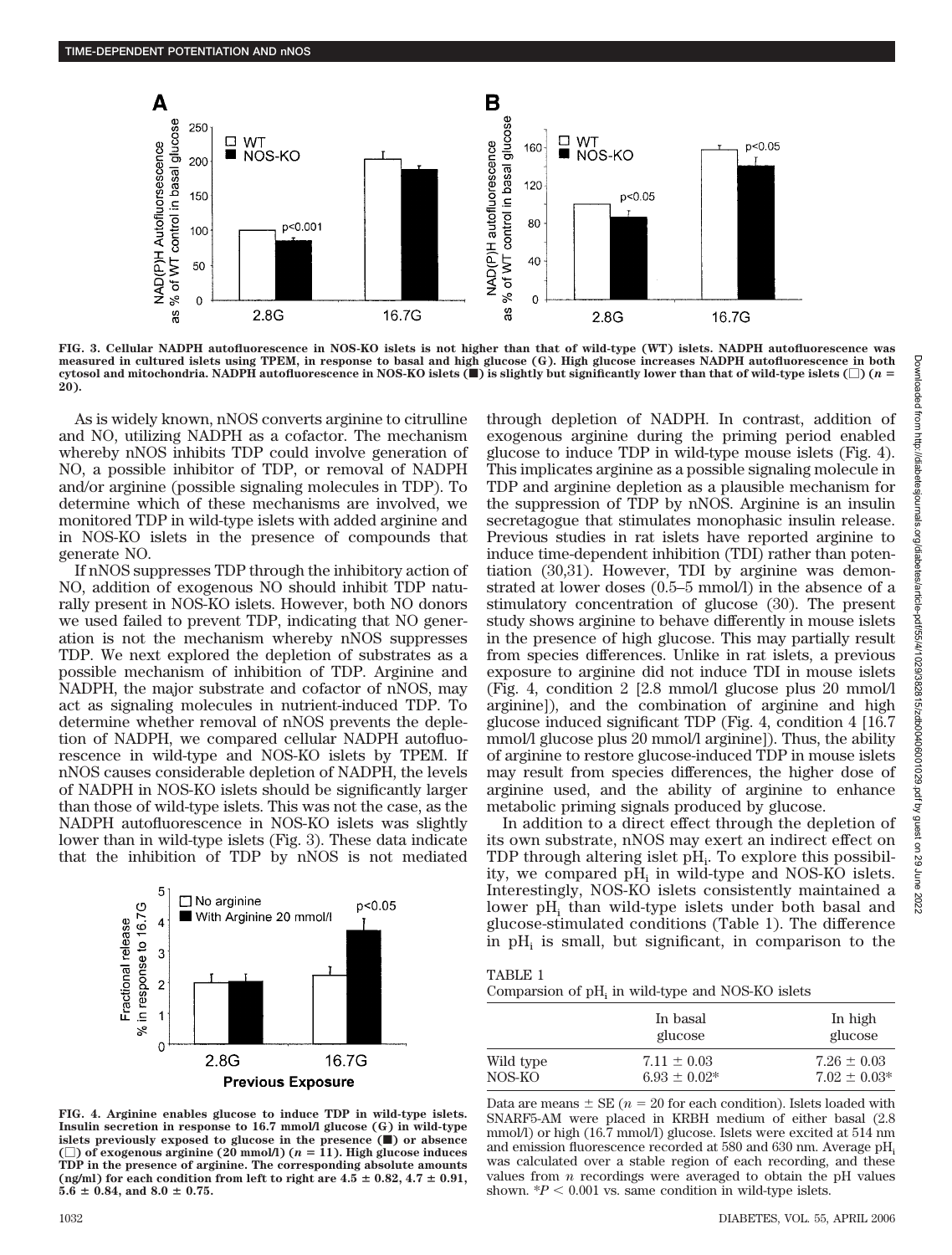FIG. 3. Cellular NADPH autofluorescence in NOS-KO islets is not higher than that of wild-type (WT) islets. NADPH autofluorescence was measured in cultured islets using TPEM, in response to basal and high glucose (G). High glucose increases NADPH autofluorescence in both cytosol and mitochondria. NADPH autofluorescence in NOS-KO islets (■) is slightly but significantly lower than that of wild-type islets (□) ($n$ = 20).

As is widely known, nNOS converts arginine to citrulline and NO, utilizing NADPH as a cofactor. The mechanism whereby nNOS inhibits TDP could involve generation of NO, a possible inhibitor of TDP, or removal of NADPH and/or arginine (possible signaling molecules in TDP). To determine which of these mechanisms are involved, we monitored TDP in wild-type islets with added arginine and in NOS-KO islets in the presence of compounds that generate NO.

If nNOS suppresses TDP through the inhibitory action of NO, addition of exogenous NO should inhibit TDP naturally present in NOS-KO islets. However, both NO donors we used failed to prevent TDP, indicating that NO generation is not the mechanism whereby nNOS suppresses TDP. We next explored the depletion of substrates as a possible mechanism of inhibition of TDP. Arginine and NADPH, the major substrate and cofactor of nNOS, may act as signaling molecules in nutrient-induced TDP. To determine whether removal of nNOS prevents the depletion of NADPH, we compared cellular NADPH autofluorescence in wild-type and NOS-KO islets by TPEM. If nNOS causes considerable depletion of NADPH, the levels of NADPH in NOS-KO islets should be significantly larger than those of wild-type islets. This was not the case, as the NADPH autofluorescence in NOS-KO islets was slightly lower than in wild-type islets (Fig. 3). These data indicate that the inhibition of TDP by nNOS is not mediated through depletion of NADPH. In contrast, addition of exogenous arginine during the priming period enabled glucose to induce TDP in wild-type mouse islets (Fig. 4). This implicates arginine as a possible signaling molecule in TDP and arginine depletion as a plausible mechanism for the suppression of TDP by nNOS. Arginine is an insulin secretagogue that stimulates monophasic insulin release. Previous studies in rat islets have reported arginine to induce time-dependent inhibition (TDI) rather than potentiation (30,31). However, TDI by arginine was demonstrated at lower doses (0.5–5 mmol/l) in the absence of a stimulatory concentration of glucose (30). The present study shows arginine to behave differently in mouse islets in the presence of high glucose. This may partially result from species differences. Unlike in rat islets, a previous exposure to arginine did not induce TDI in mouse islets (Fig. 4, condition 2 [2.8 mmol/l glucose plus 20 mmol/l arginine]), and the combination of arginine and high glucose induced significant TDP (Fig. 4, condition 4 [16.7 mmol/l glucose plus 20 mmol/l arginine]). Thus, the ability of arginine to restore glucose-induced TDP in mouse islets may result from species differences, the higher dose of arginine used, and the ability of arginine to enhance metabolic priming signals produced by glucose.

FIG. 4. Arginine enables glucose to induce TDP in wild-type islets. Insulin secretion in response to 16.7 mmol/l glucose (G) in wild-type islets previously exposed to glucose in the presence (■) or absence (□) of exogenous arginine (20 mmol/l) ($n$ = 11). High glucose induces TDP in the presence of arginine. The corresponding absolute amounts (ng/ml) for each condition from left to right are 4.5 ± 0.82, 4.7 ± 0.91, 5.6 ± 0.84, and 8.0 ± 0.75.

In addition to a direct effect through the depletion of its own substrate, nNOS may exert an indirect effect on TDP through altering islet $pH_i$. To explore this possibility, we compared $pH_i$ in wild-type and NOS-KO islets. Interestingly, NOS-KO islets consistently maintained a lower $pH_i$ than wild-type islets under both basal and glucose-stimulated conditions (Table 1). The difference in $pH_i$ is small, but significant, in comparison to the

TABLE 1
Comparsion of $pH_i$ in wild-type and NOS-KO islets

| | In basal glucose | In high glucose |
|---|---|---|
| Wild type | 7.11 ± 0.03 | 7.26 ± 0.03 |
| NOS-KO | 6.93 ± 0.02* | 7.02 ± 0.03* |

Data are means ± SE ($n$ = 20 for each condition). Islets loaded with SNARF5-AM were placed in KRBH medium of either basal (2.8 mmol/l) or high (16.7 mmol/l) glucose. Islets were excited at 514 nm and emission fluorescence recorded at 580 and 630 nm. Average $pH_i$ was calculated over a stable region of each recording, and these values from $n$ recordings were averaged to obtain the pH values shown. *$P < 0.001$ vs. same condition in wild-type islets.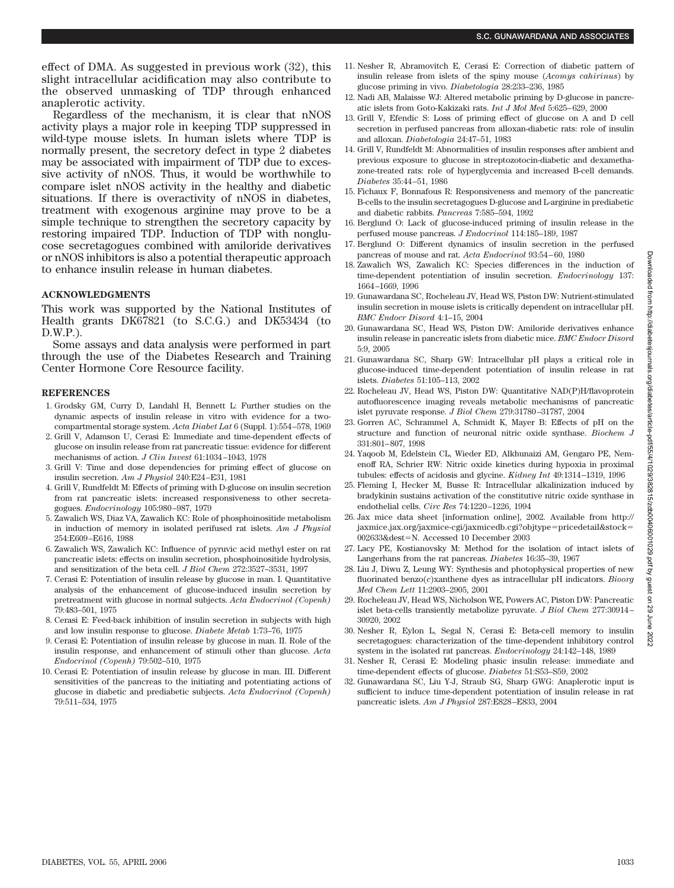effect of DMA. As suggested in previous work (32), this slight intracellular acidification may also contribute to the observed unmasking of TDP through enhanced anaplerotic activity.

Regardless of the mechanism, it is clear that nNOS activity plays a major role in keeping TDP suppressed in wild-type mouse islets. In human islets where TDP is normally present, the secretory defect in type 2 diabetes may be associated with impairment of TDP due to excessive activity of nNOS. Thus, it would be worthwhile to compare islet nNOS activity in the healthy and diabetic situations. If there is overactivity of nNOS in diabetes, treatment with exogenous arginine may prove to be a simple technique to strengthen the secretory capacity by restoring impaired TDP. Induction of TDP with nonglucose secretagogues combined with amiloride derivatives or nNOS inhibitors is also a potential therapeutic approach to enhance insulin release in human diabetes.

## ACKNOWLEDGMENTS

This work was supported by the National Institutes of Health grants DK67821 (to S.C.G.) and DK53434 (to D.W.P.).

Some assays and data analysis were performed in part through the use of the Diabetes Research and Training Center Hormone Core Resource facility.

## REFERENCES

1. Grodsky GM, Curry D, Landahl H, Bennett L: Further studies on the dynamic aspects of insulin release in vitro with evidence for a two-compartmental storage system. *Acta Diabet Lat* 6 (Suppl. 1):554–578, 1969
2. Grill V, Adamson U, Cerasi E: Immediate and time-dependent effects of glucose on insulin release from rat pancreatic tissue: evidence for different mechanisms of action. *J Clin Invest* 61:1034–1043, 1978
3. Grill V: Time and dose dependencies for priming effect of glucose on insulin secretion. *Am J Physiol* 240:E24–E31, 1981
4. Grill V, Rundfeldt M: Effects of priming with D-glucose on insulin secretion from rat pancreatic islets: increased responsiveness to other secretagogues. *Endocrinology* 105:980–987, 1979
5. Zawalich WS, Diaz VA, Zawalich KC: Role of phosphoinositide metabolism in induction of memory in isolated perifused rat islets. *Am J Physiol* 254:E609–E616, 1988
6. Zawalich WS, Zawalich KC: Influence of pyruvic acid methyl ester on rat pancreatic islets: effects on insulin secretion, phosphoinositide hydrolysis, and sensitization of the beta cell. *J Biol Chem* 272:3527–3531, 1997
7. Cerasi E: Potentiation of insulin release by glucose in man. I. Quantitative analysis of the enhancement of glucose-induced insulin secretion by pretreatment with glucose in normal subjects. *Acta Endocrinol (Copenh)* 79:483–501, 1975
8. Cerasi E: Feed-back inhibition of insulin secretion in subjects with high and low insulin response to glucose. *Diabete Metab* 1:73–76, 1975
9. Cerasi E: Potentiation of insulin release by glucose in man. II. Role of the insulin response, and enhancement of stimuli other than glucose. *Acta Endocrinol (Copenh)* 79:502–510, 1975
10. Cerasi E: Potentiation of insulin release by glucose in man. III. Different sensitivities of the pancreas to the initiating and potentiating actions of glucose in diabetic and prediabetic subjects. *Acta Endocrinol (Copenh)* 79:511–534, 1975
11. Nesher R, Abramovitch E, Cerasi E: Correction of diabetic pattern of insulin release from islets of the spiny mouse (*Acomys cahirinus*) by glucose priming in vivo. *Diabetologia* 28:233–236, 1985
12. Nadi AB, Malaisse WJ: Altered metabolic priming by D-glucose in pancreatic islets from Goto-Kakizaki rats. *Int J Mol Med* 5:625–629, 2000
13. Grill V, Efendic S: Loss of priming effect of glucose on A and D cell secretion in perfused pancreas from alloxan-diabetic rats: role of insulin and alloxan. *Diabetologia* 24:47–51, 1983
14. Grill V, Rundfeldt M: Abnormalities of insulin responses after ambient and previous exposure to glucose in streptozotocin-diabetic and dexamethazone-treated rats: role of hyperglycemia and increased B-cell demands. *Diabetes* 35:44–51, 1986
15. Fichaux F, Bonnafous R: Responsiveness and memory of the pancreatic B-cells to the insulin secretagogues D-glucose and L-arginine in prediabetic and diabetic rabbits. *Pancreas* 7:585–594, 1992
16. Berglund O: Lack of glucose-induced priming of insulin release in the perfused mouse pancreas. *J Endocrinol* 114:185–189, 1987
17. Berglund O: Different dynamics of insulin secretion in the perfused pancreas of mouse and rat. *Acta Endocrinol* 93:54–60, 1980
18. Zawalich WS, Zawalich KC: Species differences in the induction of time-dependent potentiation of insulin secretion. *Endocrinology* 137: 1664–1669, 1996
19. Gunawardana SC, Rocheleau JV, Head WS, Piston DW: Nutrient-stimulated insulin secretion in mouse islets is critically dependent on intracellular pH. *BMC Endocr Disord* 4:1–15, 2004
20. Gunawardana SC, Head WS, Piston DW: Amiloride derivatives enhance insulin release in pancreatic islets from diabetic mice. *BMC Endocr Disord* 5:9, 2005
21. Gunawardana SC, Sharp GW: Intracellular pH plays a critical role in glucose-induced time-dependent potentiation of insulin release in rat islets. *Diabetes* 51:105–113, 2002
22. Rocheleau JV, Head WS, Piston DW: Quantitative NAD(P)H/flavoprotein autofluorescence imaging reveals metabolic mechanisms of pancreatic islet pyruvate response. *J Biol Chem* 279:31780–31787, 2004
23. Gorren AC, Schrammel A, Schmidt K, Mayer B: Effects of pH on the structure and function of neuronal nitric oxide synthase. *Biochem J* 331:801–807, 1998
24. Yaqoob M, Edelstein CL, Wieder ED, Alkhunaizi AM, Gengaro PE, Nemenoff RA, Schrier RW: Nitric oxide kinetics during hypoxia in proximal tubules: effects of acidosis and glycine. *Kidney Int* 49:1314–1319, 1996
25. Fleming I, Hecker M, Busse R: Intracellular alkalinization induced by bradykinin sustains activation of the constitutive nitric oxide synthase in endothelial cells. *Circ Res* 74:1220–1226, 1994
26. Jax mice data sheet [information online], 2002. Available from http://jaxmice.jax.org/jaxmice-cgi/jaxmicedb.cgi?objtype=pricedetail&stock=002633&dest=N. Accessed 10 December 2003
27. Lacy PE, Kostianovsky M: Method for the isolation of intact islets of Langerhans from the rat pancreas. *Diabetes* 16:35–39, 1967
28. Liu J, Diwu Z, Leung WY: Synthesis and photophysical properties of new fluorinated benzo(*c*)xanthene dyes as intracellular pH indicators. *Bioorg Med Chem Lett* 11:2903–2905, 2001
29. Rocheleau JV, Head WS, Nicholson WE, Powers AC, Piston DW: Pancreatic islet beta-cells transiently metabolize pyruvate. *J Biol Chem* 277:30914–30920, 2002
30. Nesher R, Eylon L, Segal N, Cerasi E: Beta-cell memory to insulin secretagogues: characterization of the time-dependent inhibitory control system in the isolated rat pancreas. *Endocrinology* 24:142–148, 1989
31. Nesher R, Cerasi E: Modeling phasic insulin release: immediate and time-dependent effects of glucose. *Diabetes* 51:S53–S59, 2002
32. Gunawardana SC, Liu Y-J, Straub SG, Sharp GWG: Anaplerotic input is sufficient to induce time-dependent potentiation of insulin release in rat pancreatic islets. *Am J Physiol* 287:E828–E833, 2004